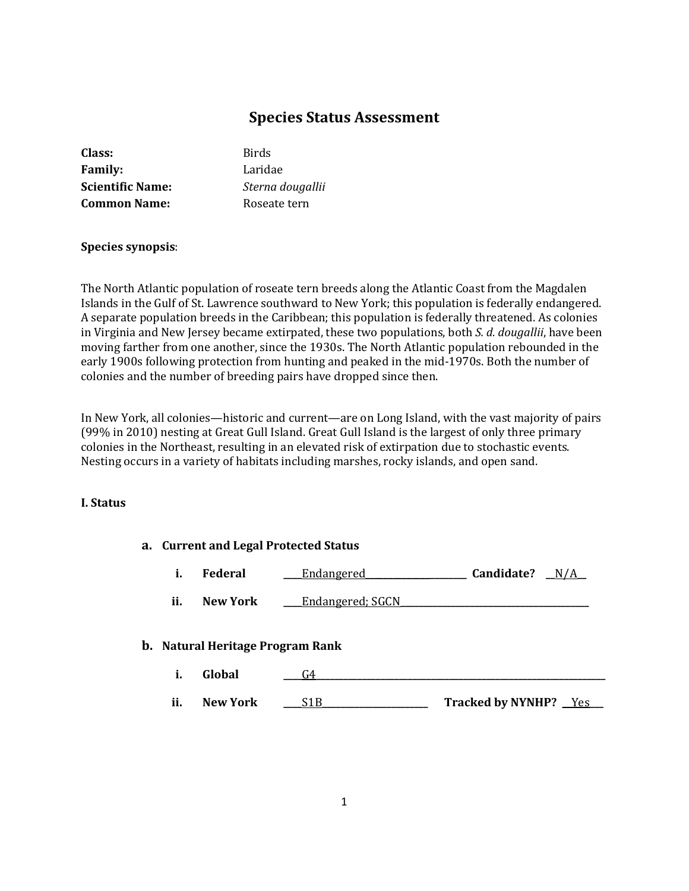# Species Status Assessment

**Class:** Birds
**Family:** Laridae
**Scientific Name:** *Sterna dougallii*
**Common Name:** Roseate tern

**Species synopsis**:

The North Atlantic population of roseate tern breeds along the Atlantic Coast from the Magdalen Islands in the Gulf of St. Lawrence southward to New York; this population is federally endangered. A separate population breeds in the Caribbean; this population is federally threatened. As colonies in Virginia and New Jersey became extirpated, these two populations, both *S. d. dougallii*, have been moving farther from one another, since the 1930s. The North Atlantic population rebounded in the early 1900s following protection from hunting and peaked in the mid-1970s. Both the number of colonies and the number of breeding pairs have dropped since then.

In New York, all colonies—historic and current—are on Long Island, with the vast majority of pairs (99% in 2010) nesting at Great Gull Island. Great Gull Island is the largest of only three primary colonies in the Northeast, resulting in an elevated risk of extirpation due to stochastic events. Nesting occurs in a variety of habitats including marshes, rocky islands, and open sand.

## I. Status

### a. Current and Legal Protected Status

i. **Federal** ____Endangered____________________ **Candidate?** __N/A__

ii. **New York** ____Endangered; SGCN________________________________

### b. Natural Heritage Program Rank

i. **Global** ____G4__________________________________________________

ii. **New York** ____S1B____________________ **Tracked by NYNHP?** __Yes__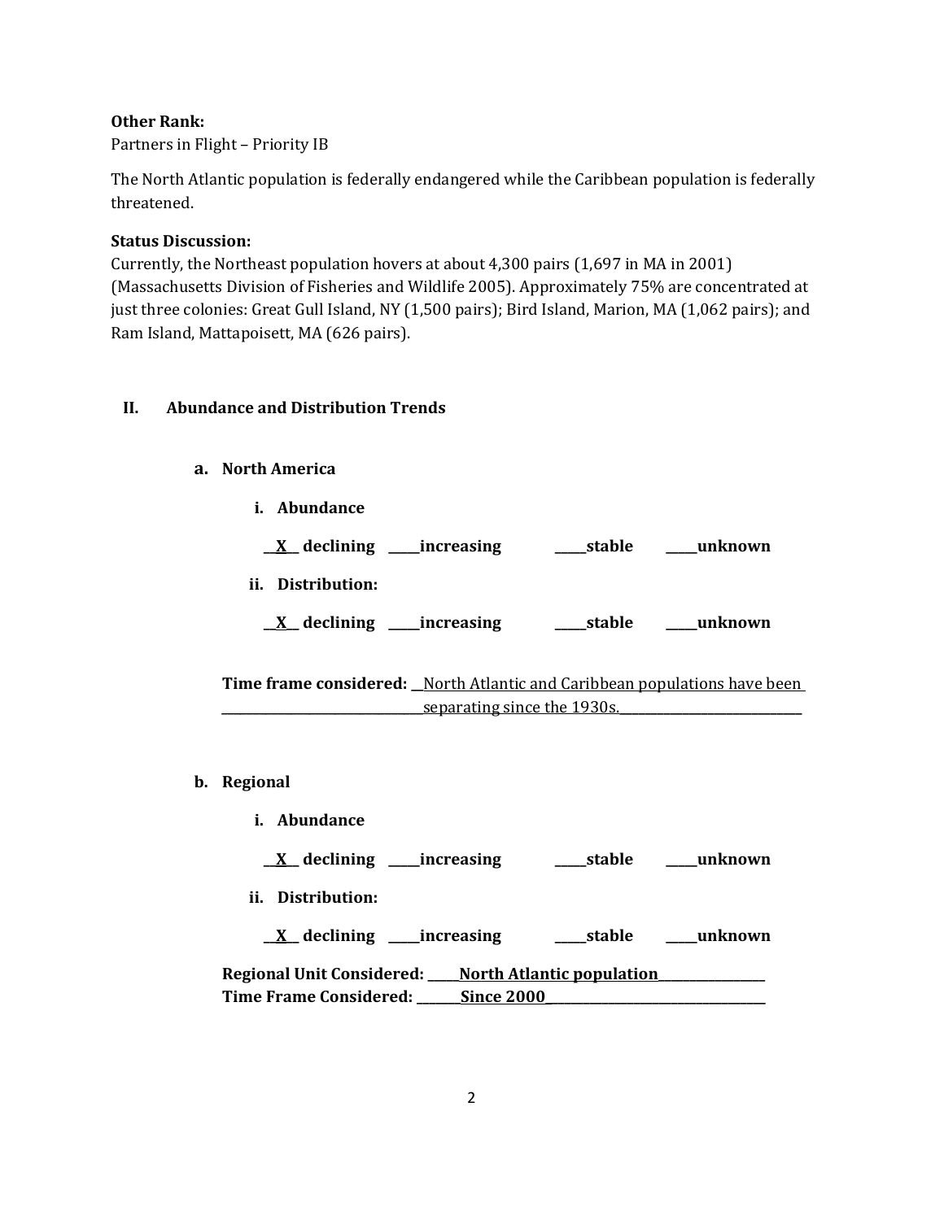**Other Rank:**
Partners in Flight – Priority IB

The North Atlantic population is federally endangered while the Caribbean population is federally threatened.

**Status Discussion:**
Currently, the Northeast population hovers at about 4,300 pairs (1,697 in MA in 2001) (Massachusetts Division of Fisheries and Wildlife 2005). Approximately 75% are concentrated at just three colonies: Great Gull Island, NY (1,500 pairs); Bird Island, Marion, MA (1,062 pairs); and Ram Island, Mattapoisett, MA (626 pairs).

## II. Abundance and Distribution Trends

### a. North America

**i. Abundance**

**__X__ declining _____increasing _____stable _____unknown**

**ii. Distribution:**

**__X__ declining _____increasing _____stable _____unknown**

**Time frame considered:** __North Atlantic and Caribbean populations have been separating since the 1930s.__

### b. Regional

**i. Abundance**

**__X__ declining _____increasing _____stable _____unknown**

**ii. Distribution:**

**__X__ declining _____increasing _____stable _____unknown**

**Regional Unit Considered: _____North Atlantic population_____**
**Time Frame Considered: _______Since 2000_______**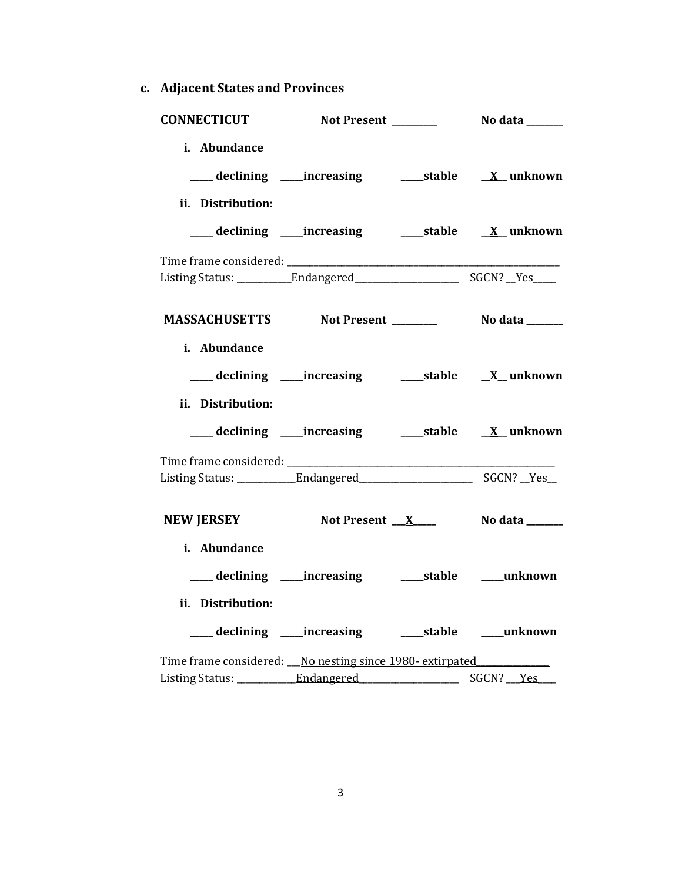### c. Adjacent States and Provinces

**CONNECTICUT** **Not Present** ________ **No data** _______

**i. Abundance**

**____ declining ____increasing ____stable __X__ unknown**

**ii. Distribution:**

**____ declining ____increasing ____stable __X__ unknown**

Time frame considered: ___________________________________________
Listing Status: ___________Endangered_____________________ SGCN? __Yes____

**MASSACHUSETTS** **Not Present** ________ **No data** _______

**i. Abundance**

**____ declining ____increasing ____stable __X__ unknown**

**ii. Distribution:**

**____ declining ____increasing ____stable __X__ unknown**

Time frame considered: ___________________________________________
Listing Status: ____________Endangered_______________________ SGCN? __Yes__

**NEW JERSEY** **Not Present** ___X____ **No data** _______

**i. Abundance**

**____ declining ____increasing ____stable ____unknown**

**ii. Distribution:**

**____ declining ____increasing ____stable ____unknown**

Time frame considered: __No nesting since 1980- extirpated______________
Listing Status: ____________Endangered____________________ SGCN? ___Yes___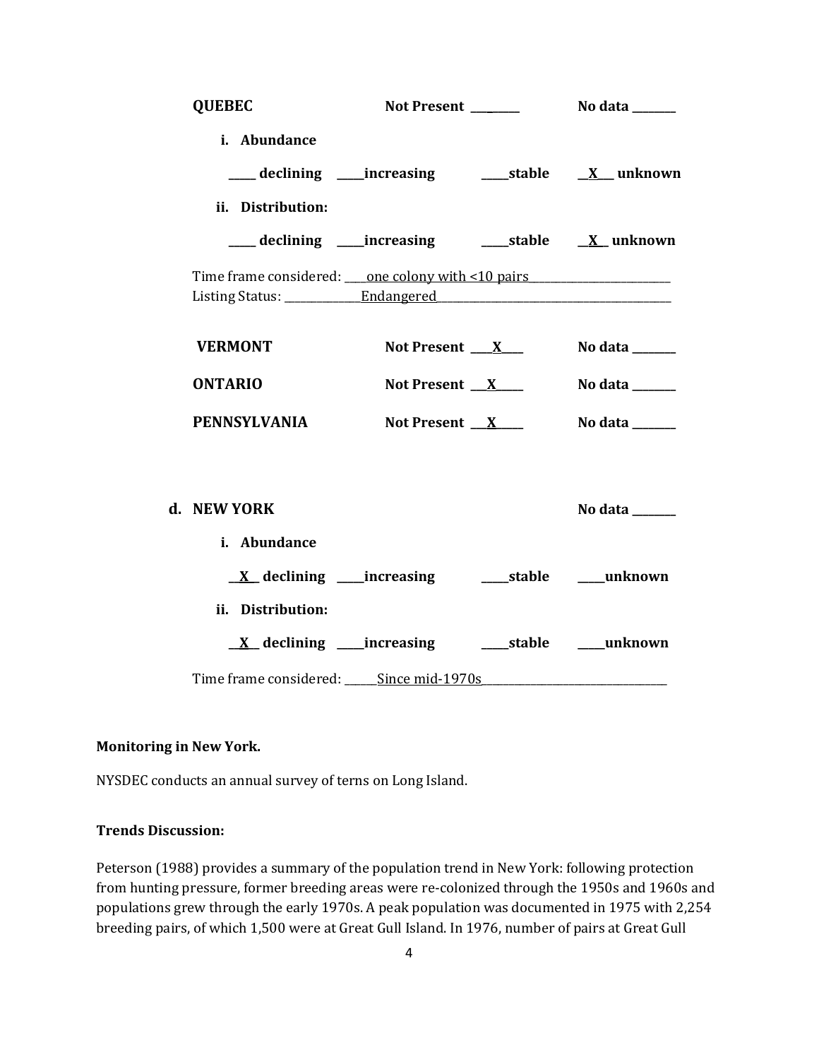**QUEBEC** Not Present ________ No data _______

i. **Abundance**

_____ declining _____increasing _____stable __X___ unknown

ii. **Distribution:**

_____ declining _____increasing _____stable __X__ unknown

Time frame considered: ____one colony with <10 pairs________________________

Listing Status: ______________Endangered__________________________________________

**VERMONT** Not Present ____X____ No data _______

**ONTARIO** Not Present ___X_____ No data _______

**PENNSYLVANIA** Not Present ___X_____ No data _______

**d. NEW YORK** No data _______

i. **Abundance**

__X__ declining _____increasing _____stable _____unknown

ii. **Distribution:**

__X__ declining _____increasing _____stable _____unknown

Time frame considered: ______Since mid-1970s__________________________________

**Monitoring in New York.**

NYSDEC conducts an annual survey of terns on Long Island.

**Trends Discussion:**

Peterson (1988) provides a summary of the population trend in New York: following protection from hunting pressure, former breeding areas were re-colonized through the 1950s and 1960s and populations grew through the early 1970s. A peak population was documented in 1975 with 2,254 breeding pairs, of which 1,500 were at Great Gull Island. In 1976, number of pairs at Great Gull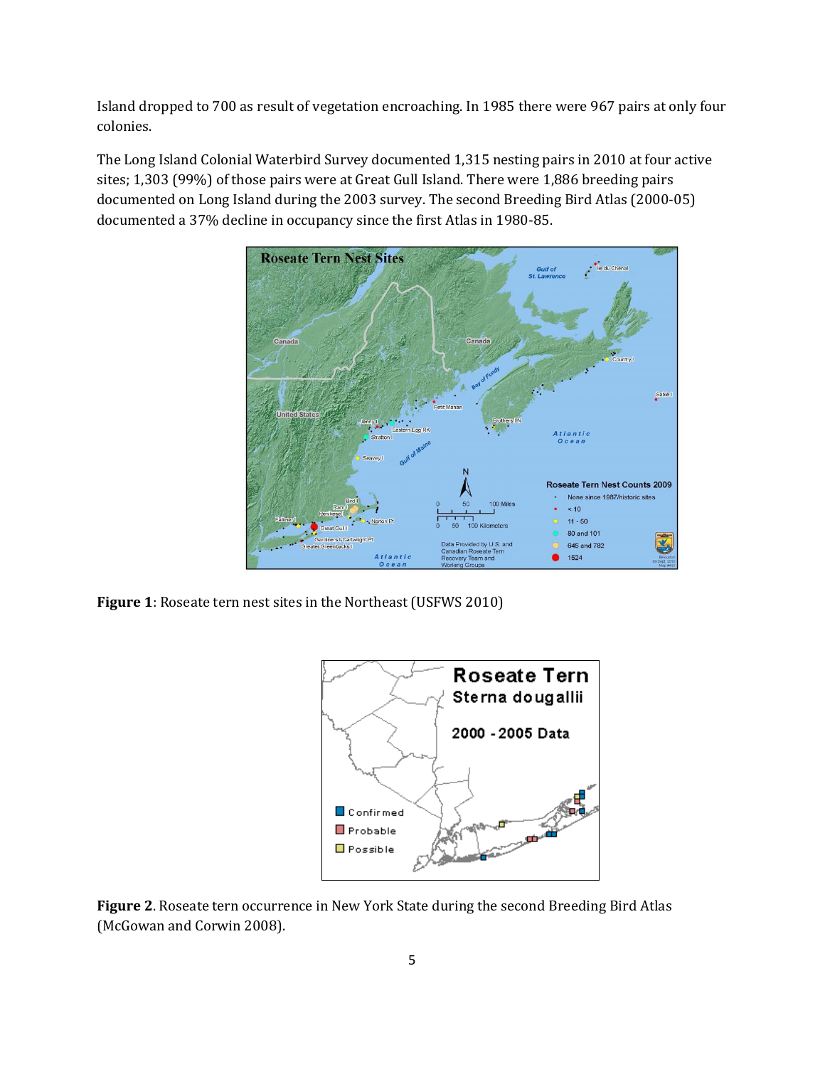Island dropped to 700 as result of vegetation encroaching. In 1985 there were 967 pairs at only four colonies.

The Long Island Colonial Waterbird Survey documented 1,315 nesting pairs in 2010 at four active sites; 1,303 (99%) of those pairs were at Great Gull Island. There were 1,886 breeding pairs documented on Long Island during the 2003 survey. The second Breeding Bird Atlas (2000-05) documented a 37% decline in occupancy since the first Atlas in 1980-85.

**Figure 1**: Roseate tern nest sites in the Northeast (USFWS 2010)

**Figure 2**. Roseate tern occurrence in New York State during the second Breeding Bird Atlas (McGowan and Corwin 2008).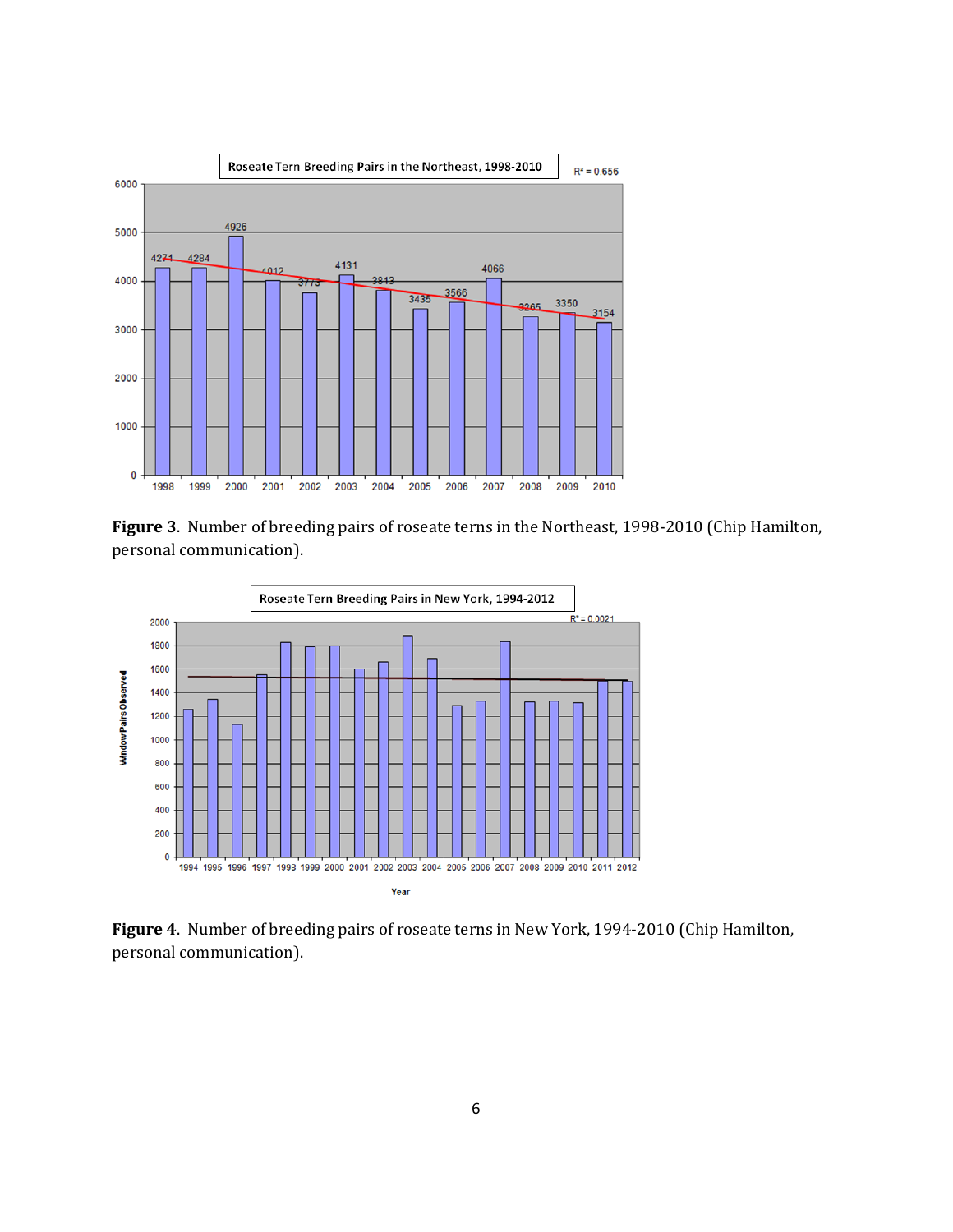**Figure 3**. Number of breeding pairs of roseate terns in the Northeast, 1998-2010 (Chip Hamilton, personal communication).

**Figure 4**. Number of breeding pairs of roseate terns in New York, 1994-2010 (Chip Hamilton, personal communication).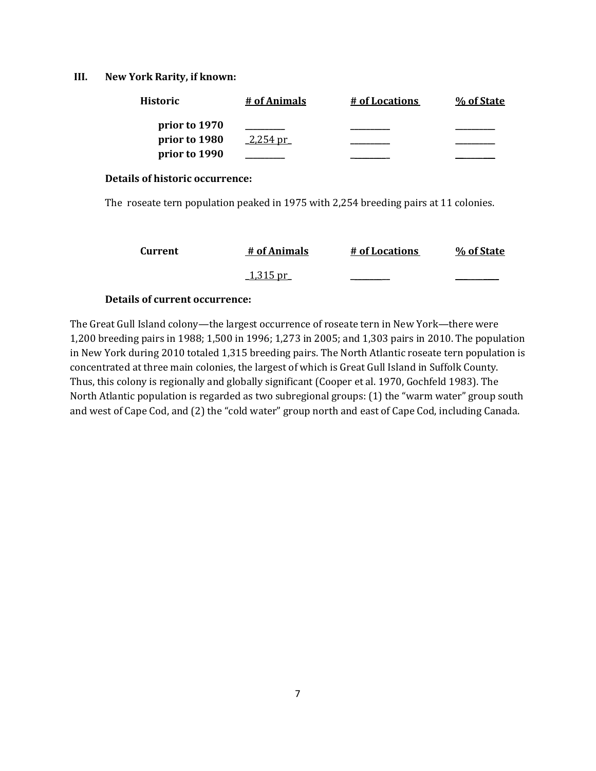### III. New York Rarity, if known:

| Historic | # of Animals | # of Locations | % of State |
|---|---|---|---|
| prior to 1970 | _________ | _________ | _________ |
| prior to 1980 | _2,254 pr_ | _________ | _________ |
| prior to 1990 | _________ | _________ | _________ |

**Details of historic occurrence:**

The roseate tern population peaked in 1975 with 2,254 breeding pairs at 11 colonies.

| Current | # of Animals | # of Locations | % of State |
|---|---|---|---|
| | _1,315 pr_ | _________ | _________ |

**Details of current occurrence:**

The Great Gull Island colony—the largest occurrence of roseate tern in New York—there were 1,200 breeding pairs in 1988; 1,500 in 1996; 1,273 in 2005; and 1,303 pairs in 2010. The population in New York during 2010 totaled 1,315 breeding pairs. The North Atlantic roseate tern population is concentrated at three main colonies, the largest of which is Great Gull Island in Suffolk County. Thus, this colony is regionally and globally significant (Cooper et al. 1970, Gochfeld 1983). The North Atlantic population is regarded as two subregional groups: (1) the "warm water" group south and west of Cape Cod, and (2) the "cold water" group north and east of Cape Cod, including Canada.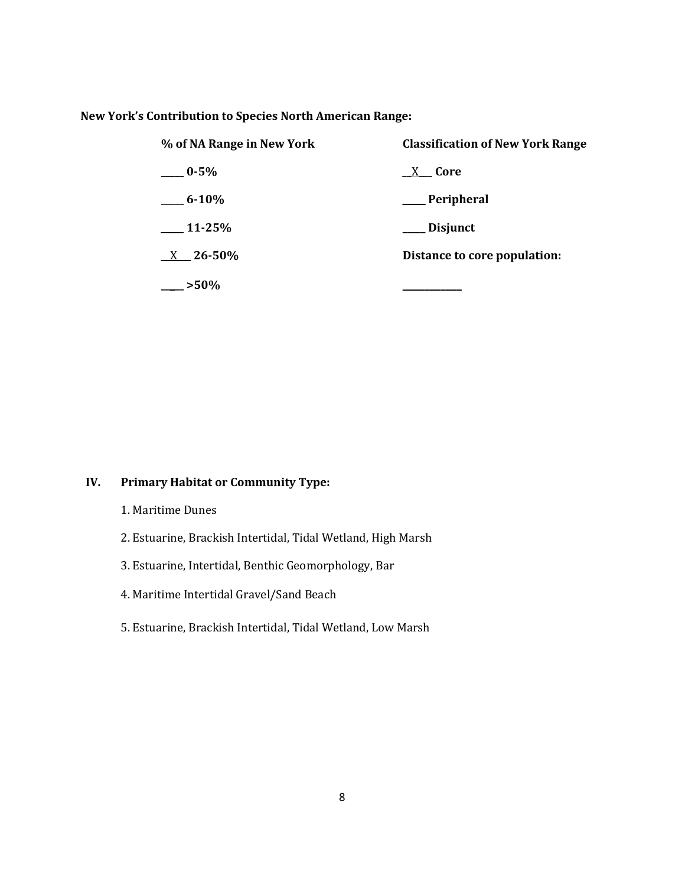**New York's Contribution to Species North American Range:**

| % of NA Range in New York | Classification of New York Range |
|---|---|
| _____ 0-5% | __X___ Core |
| _____ 6-10% | _____ Peripheral |
| _____ 11-25% | _____ Disjunct |
| __X___ 26-50% | **Distance to core population:** |
| _____ >50% | ____________ |

## IV. Primary Habitat or Community Type:

1. Maritime Dunes
2. Estuarine, Brackish Intertidal, Tidal Wetland, High Marsh
3. Estuarine, Intertidal, Benthic Geomorphology, Bar
4. Maritime Intertidal Gravel/Sand Beach
5. Estuarine, Brackish Intertidal, Tidal Wetland, Low Marsh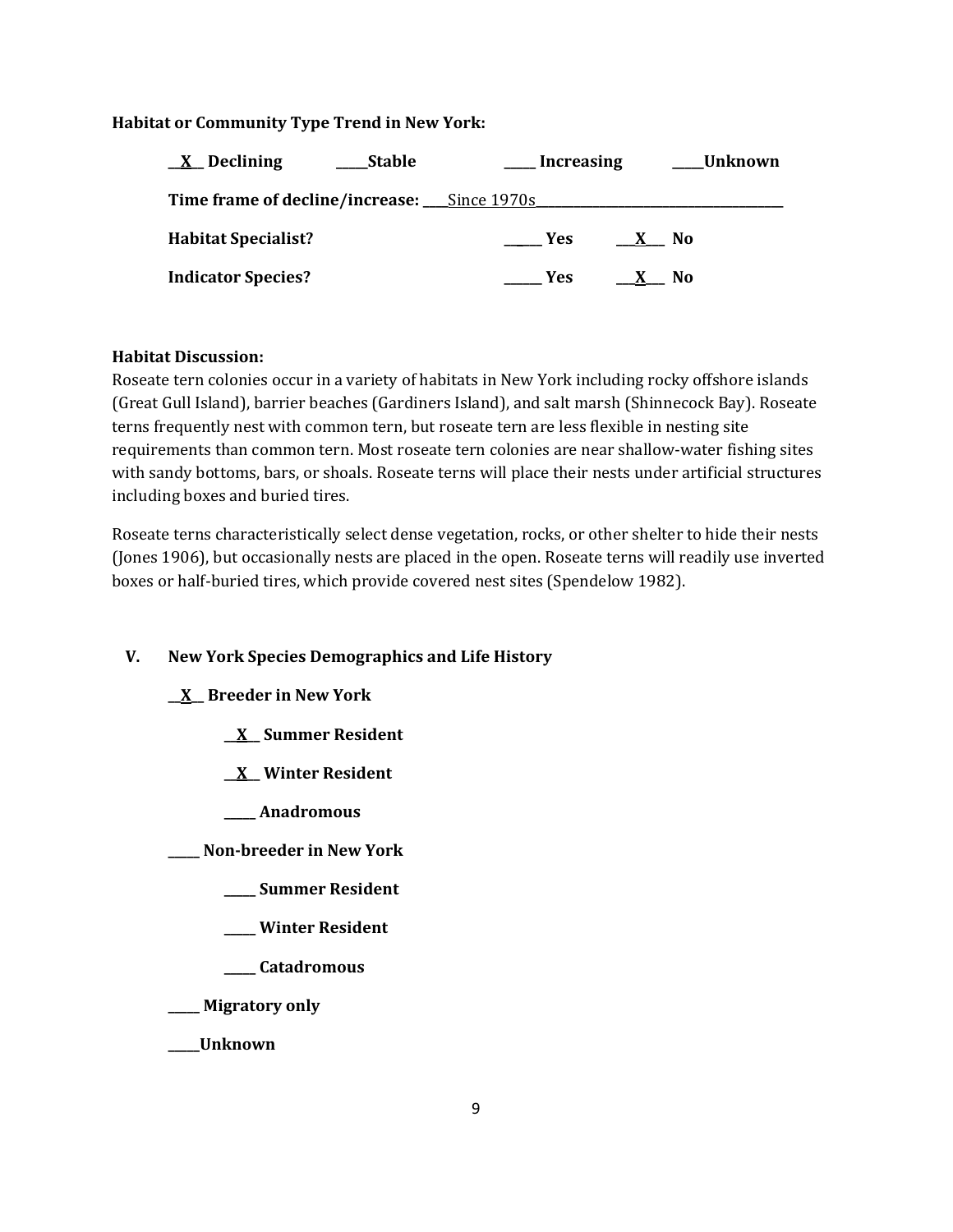**Habitat or Community Type Trend in New York:**

**\_\_X\_\_ Declining** **\_\_\_\_\_Stable** **\_\_\_\_\_ Increasing** **\_\_\_\_\_Unknown**

**Time frame of decline/increase:** \_\_\_\_Since 1970s\_\_\_\_\_\_\_\_\_\_\_\_\_\_\_\_\_\_\_\_\_\_\_\_\_\_\_\_\_\_\_\_\_\_\_\_\_\_\_\_

**Habitat Specialist?** **\_\_\_\_\_\_ Yes** **\_\_\_X\_\_\_ No**

**Indicator Species?** **\_\_\_\_\_\_ Yes** **\_\_\_X\_\_\_ No**

**Habitat Discussion:**

Roseate tern colonies occur in a variety of habitats in New York including rocky offshore islands (Great Gull Island), barrier beaches (Gardiners Island), and salt marsh (Shinnecock Bay). Roseate terns frequently nest with common tern, but roseate tern are less flexible in nesting site requirements than common tern. Most roseate tern colonies are near shallow-water fishing sites with sandy bottoms, bars, or shoals. Roseate terns will place their nests under artificial structures including boxes and buried tires.

Roseate terns characteristically select dense vegetation, rocks, or other shelter to hide their nests (Jones 1906), but occasionally nests are placed in the open. Roseate terns will readily use inverted boxes or half-buried tires, which provide covered nest sites (Spendelow 1982).

## V. New York Species Demographics and Life History

**\_\_X\_\_ Breeder in New York**

- **\_\_X\_\_ Summer Resident**
- **\_\_X\_\_ Winter Resident**
- **\_\_\_\_\_ Anadromous**

**\_\_\_\_\_ Non-breeder in New York**

- **\_\_\_\_\_ Summer Resident**
- **\_\_\_\_\_ Winter Resident**
- **\_\_\_\_\_ Catadromous**

**\_\_\_\_\_ Migratory only**

**\_\_\_\_\_Unknown**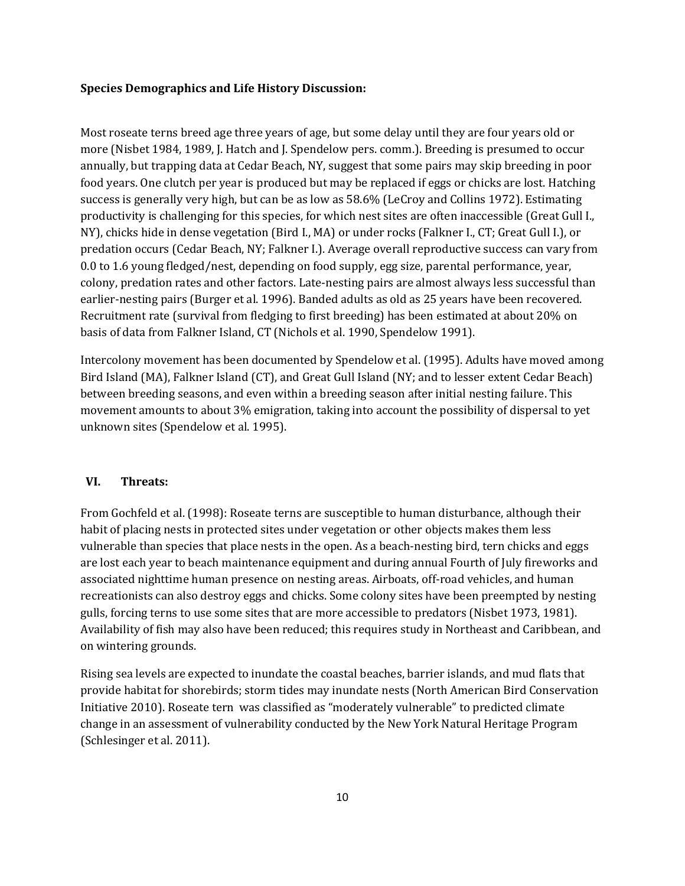**Species Demographics and Life History Discussion:**

Most roseate terns breed age three years of age, but some delay until they are four years old or more (Nisbet 1984, 1989, J. Hatch and J. Spendelow pers. comm.). Breeding is presumed to occur annually, but trapping data at Cedar Beach, NY, suggest that some pairs may skip breeding in poor food years. One clutch per year is produced but may be replaced if eggs or chicks are lost. Hatching success is generally very high, but can be as low as 58.6% (LeCroy and Collins 1972). Estimating productivity is challenging for this species, for which nest sites are often inaccessible (Great Gull I., NY), chicks hide in dense vegetation (Bird I., MA) or under rocks (Falkner I., CT; Great Gull I.), or predation occurs (Cedar Beach, NY; Falkner I.). Average overall reproductive success can vary from 0.0 to 1.6 young fledged/nest, depending on food supply, egg size, parental performance, year, colony, predation rates and other factors. Late-nesting pairs are almost always less successful than earlier-nesting pairs (Burger et al. 1996). Banded adults as old as 25 years have been recovered. Recruitment rate (survival from fledging to first breeding) has been estimated at about 20% on basis of data from Falkner Island, CT (Nichols et al. 1990, Spendelow 1991).

Intercolony movement has been documented by Spendelow et al. (1995). Adults have moved among Bird Island (MA), Falkner Island (CT), and Great Gull Island (NY; and to lesser extent Cedar Beach) between breeding seasons, and even within a breeding season after initial nesting failure. This movement amounts to about 3% emigration, taking into account the possibility of dispersal to yet unknown sites (Spendelow et al. 1995).

## VI. Threats:

From Gochfeld et al. (1998): Roseate terns are susceptible to human disturbance, although their habit of placing nests in protected sites under vegetation or other objects makes them less vulnerable than species that place nests in the open. As a beach-nesting bird, tern chicks and eggs are lost each year to beach maintenance equipment and during annual Fourth of July fireworks and associated nighttime human presence on nesting areas. Airboats, off-road vehicles, and human recreationists can also destroy eggs and chicks. Some colony sites have been preempted by nesting gulls, forcing terns to use some sites that are more accessible to predators (Nisbet 1973, 1981). Availability of fish may also have been reduced; this requires study in Northeast and Caribbean, and on wintering grounds.

Rising sea levels are expected to inundate the coastal beaches, barrier islands, and mud flats that provide habitat for shorebirds; storm tides may inundate nests (North American Bird Conservation Initiative 2010). Roseate tern was classified as "moderately vulnerable" to predicted climate change in an assessment of vulnerability conducted by the New York Natural Heritage Program (Schlesinger et al. 2011).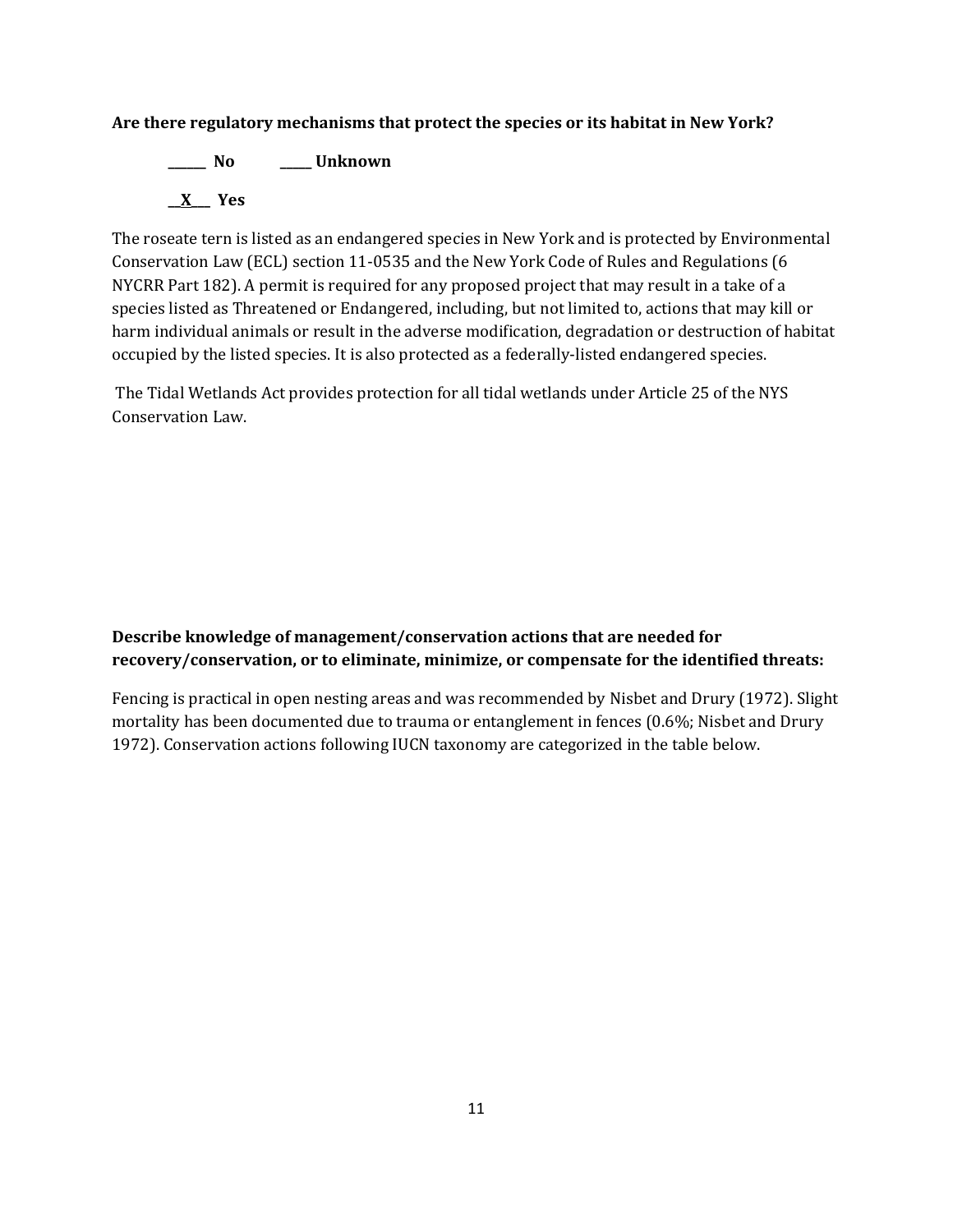**Are there regulatory mechanisms that protect the species or its habitat in New York?**

**______ No          _____ Unknown**

**__X___ Yes**

The roseate tern is listed as an endangered species in New York and is protected by Environmental Conservation Law (ECL) section 11-0535 and the New York Code of Rules and Regulations (6 NYCRR Part 182). A permit is required for any proposed project that may result in a take of a species listed as Threatened or Endangered, including, but not limited to, actions that may kill or harm individual animals or result in the adverse modification, degradation or destruction of habitat occupied by the listed species. It is also protected as a federally-listed endangered species.

The Tidal Wetlands Act provides protection for all tidal wetlands under Article 25 of the NYS Conservation Law.

**Describe knowledge of management/conservation actions that are needed for recovery/conservation, or to eliminate, minimize, or compensate for the identified threats:**

Fencing is practical in open nesting areas and was recommended by Nisbet and Drury (1972). Slight mortality has been documented due to trauma or entanglement in fences (0.6%; Nisbet and Drury 1972). Conservation actions following IUCN taxonomy are categorized in the table below.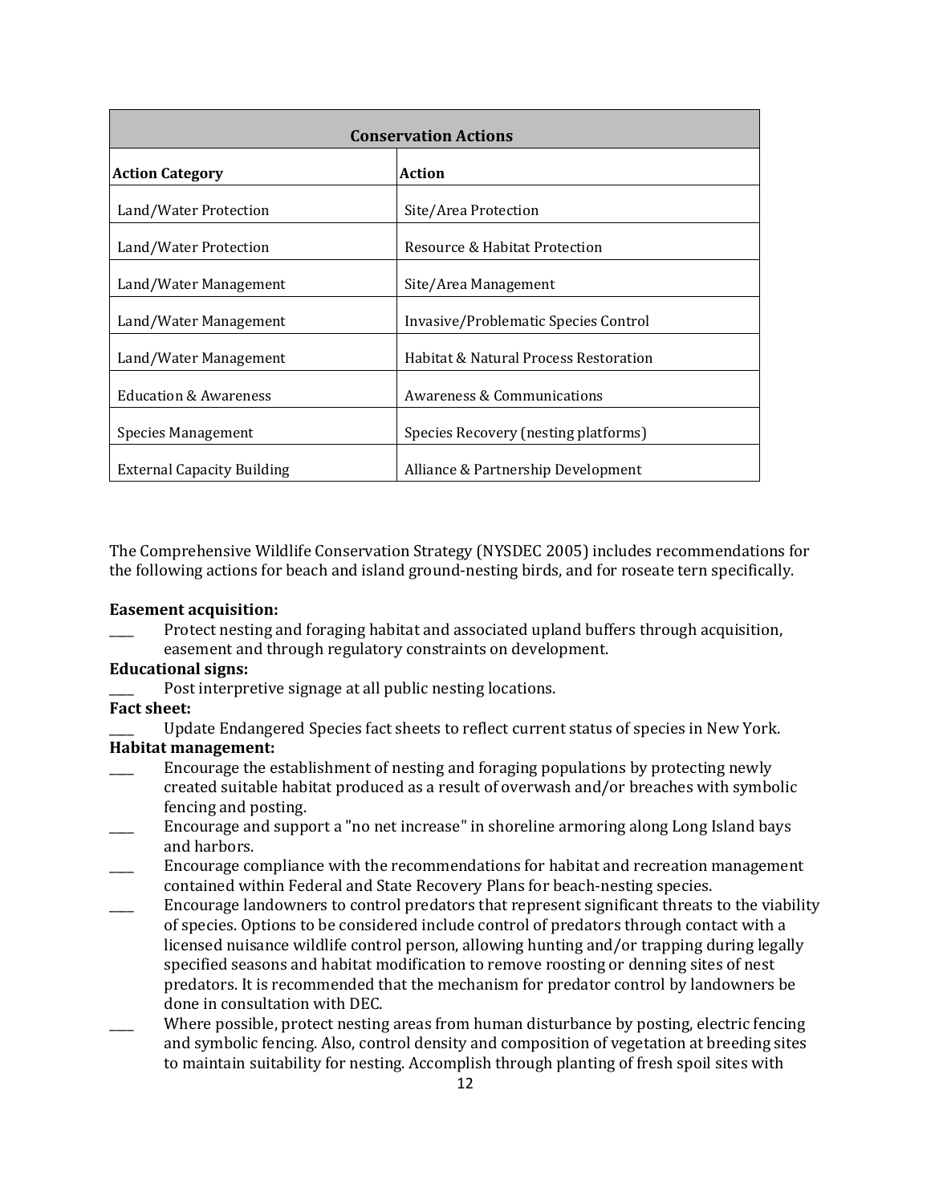| Conservation Actions | |
|---|---|
| **Action Category** | **Action** |
| Land/Water Protection | Site/Area Protection |
| Land/Water Protection | Resource & Habitat Protection |
| Land/Water Management | Site/Area Management |
| Land/Water Management | Invasive/Problematic Species Control |
| Land/Water Management | Habitat & Natural Process Restoration |
| Education & Awareness | Awareness & Communications |
| Species Management | Species Recovery (nesting platforms) |
| External Capacity Building | Alliance & Partnership Development |

The Comprehensive Wildlife Conservation Strategy (NYSDEC 2005) includes recommendations for the following actions for beach and island ground-nesting birds, and for roseate tern specifically.

**Easement acquisition:**

____ Protect nesting and foraging habitat and associated upland buffers through acquisition, easement and through regulatory constraints on development.

**Educational signs:**

____ Post interpretive signage at all public nesting locations.

**Fact sheet:**

____ Update Endangered Species fact sheets to reflect current status of species in New York.

**Habitat management:**

____ Encourage the establishment of nesting and foraging populations by protecting newly created suitable habitat produced as a result of overwash and/or breaches with symbolic fencing and posting.

____ Encourage and support a "no net increase" in shoreline armoring along Long Island bays and harbors.

____ Encourage compliance with the recommendations for habitat and recreation management contained within Federal and State Recovery Plans for beach-nesting species.

____ Encourage landowners to control predators that represent significant threats to the viability of species. Options to be considered include control of predators through contact with a licensed nuisance wildlife control person, allowing hunting and/or trapping during legally specified seasons and habitat modification to remove roosting or denning sites of nest predators. It is recommended that the mechanism for predator control by landowners be done in consultation with DEC.

____ Where possible, protect nesting areas from human disturbance by posting, electric fencing and symbolic fencing. Also, control density and composition of vegetation at breeding sites to maintain suitability for nesting. Accomplish through planting of fresh spoil sites with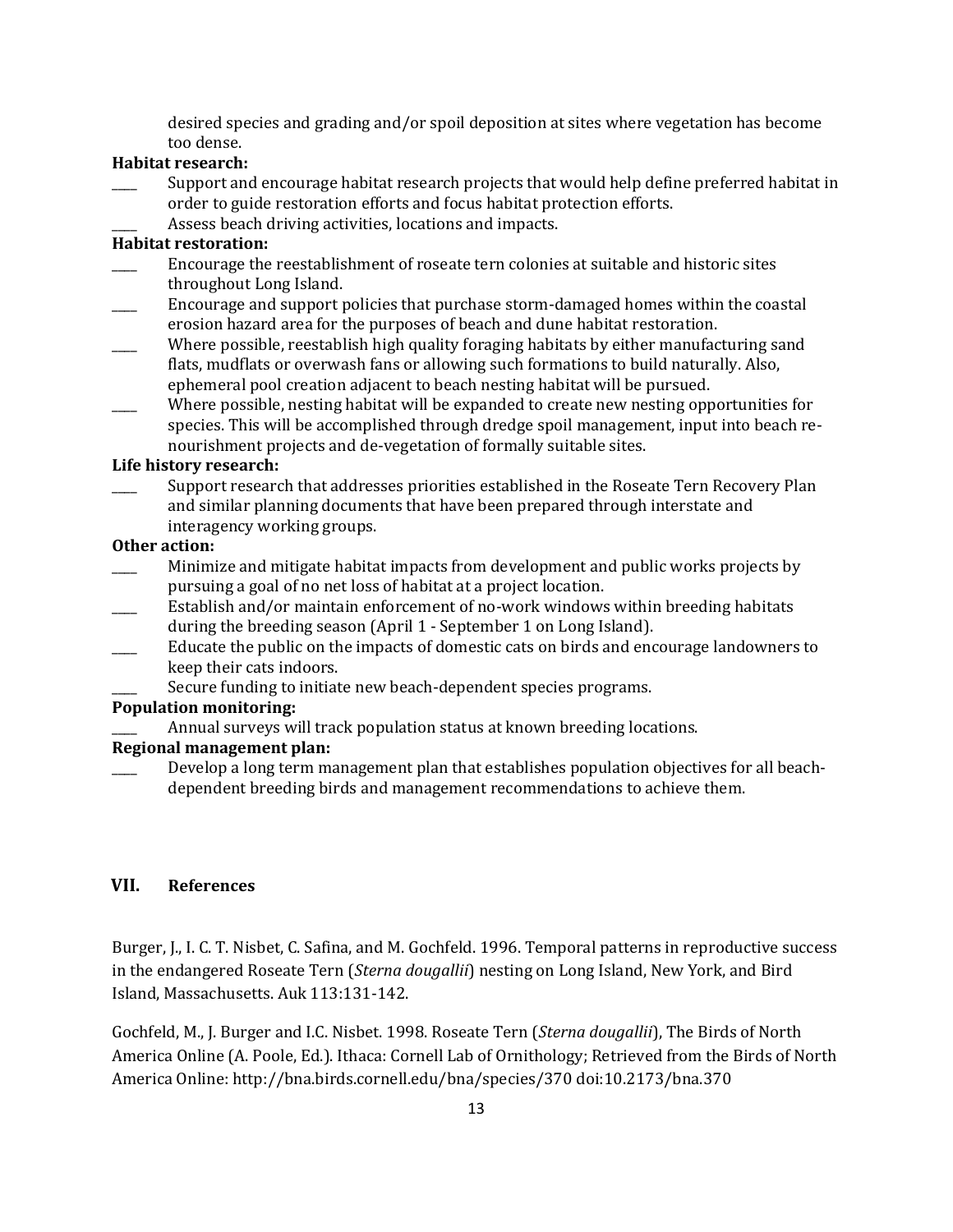desired species and grading and/or spoil deposition at sites where vegetation has become too dense.

**Habitat research:**

____ Support and encourage habitat research projects that would help define preferred habitat in order to guide restoration efforts and focus habitat protection efforts.

____ Assess beach driving activities, locations and impacts.

**Habitat restoration:**

____ Encourage the reestablishment of roseate tern colonies at suitable and historic sites throughout Long Island.

____ Encourage and support policies that purchase storm-damaged homes within the coastal erosion hazard area for the purposes of beach and dune habitat restoration.

____ Where possible, reestablish high quality foraging habitats by either manufacturing sand flats, mudflats or overwash fans or allowing such formations to build naturally. Also, ephemeral pool creation adjacent to beach nesting habitat will be pursued.

____ Where possible, nesting habitat will be expanded to create new nesting opportunities for species. This will be accomplished through dredge spoil management, input into beach re-nourishment projects and de-vegetation of formally suitable sites.

**Life history research:**

____ Support research that addresses priorities established in the Roseate Tern Recovery Plan and similar planning documents that have been prepared through interstate and interagency working groups.

**Other action:**

____ Minimize and mitigate habitat impacts from development and public works projects by pursuing a goal of no net loss of habitat at a project location.

____ Establish and/or maintain enforcement of no-work windows within breeding habitats during the breeding season (April 1 - September 1 on Long Island).

____ Educate the public on the impacts of domestic cats on birds and encourage landowners to keep their cats indoors.

____ Secure funding to initiate new beach-dependent species programs.

**Population monitoring:**

____ Annual surveys will track population status at known breeding locations.

**Regional management plan:**

____ Develop a long term management plan that establishes population objectives for all beach-dependent breeding birds and management recommendations to achieve them.

## VII. References

Burger, J., I. C. T. Nisbet, C. Safina, and M. Gochfeld. 1996. Temporal patterns in reproductive success in the endangered Roseate Tern (*Sterna dougallii*) nesting on Long Island, New York, and Bird Island, Massachusetts. Auk 113:131-142.

Gochfeld, M., J. Burger and I.C. Nisbet. 1998. Roseate Tern (*Sterna dougallii*), The Birds of North America Online (A. Poole, Ed.). Ithaca: Cornell Lab of Ornithology; Retrieved from the Birds of North America Online: http://bna.birds.cornell.edu/bna/species/370 doi:10.2173/bna.370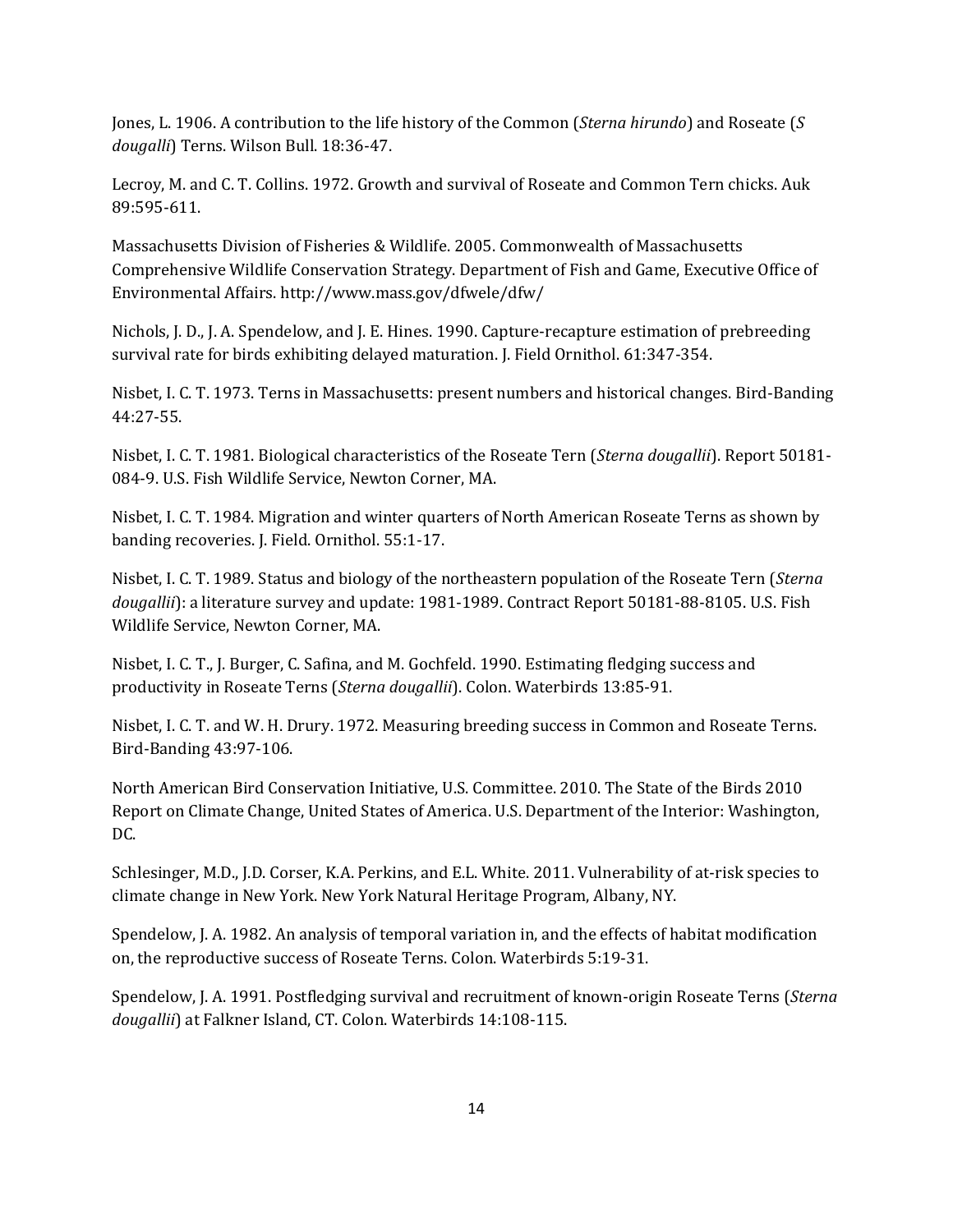Jones, L. 1906. A contribution to the life history of the Common (*Sterna hirundo*) and Roseate (*S dougalli*) Terns. Wilson Bull. 18:36-47.

Lecroy, M. and C. T. Collins. 1972. Growth and survival of Roseate and Common Tern chicks. Auk 89:595-611.

Massachusetts Division of Fisheries & Wildlife. 2005. Commonwealth of Massachusetts Comprehensive Wildlife Conservation Strategy. Department of Fish and Game, Executive Office of Environmental Affairs. http://www.mass.gov/dfwele/dfw/

Nichols, J. D., J. A. Spendelow, and J. E. Hines. 1990. Capture-recapture estimation of prebreeding survival rate for birds exhibiting delayed maturation. J. Field Ornithol. 61:347-354.

Nisbet, I. C. T. 1973. Terns in Massachusetts: present numbers and historical changes. Bird-Banding 44:27-55.

Nisbet, I. C. T. 1981. Biological characteristics of the Roseate Tern (*Sterna dougallii*). Report 50181-084-9. U.S. Fish Wildlife Service, Newton Corner, MA.

Nisbet, I. C. T. 1984. Migration and winter quarters of North American Roseate Terns as shown by banding recoveries. J. Field. Ornithol. 55:1-17.

Nisbet, I. C. T. 1989. Status and biology of the northeastern population of the Roseate Tern (*Sterna dougallii*): a literature survey and update: 1981-1989. Contract Report 50181-88-8105. U.S. Fish Wildlife Service, Newton Corner, MA.

Nisbet, I. C. T., J. Burger, C. Safina, and M. Gochfeld. 1990. Estimating fledging success and productivity in Roseate Terns (*Sterna dougallii*). Colon. Waterbirds 13:85-91.

Nisbet, I. C. T. and W. H. Drury. 1972. Measuring breeding success in Common and Roseate Terns. Bird-Banding 43:97-106.

North American Bird Conservation Initiative, U.S. Committee. 2010. The State of the Birds 2010 Report on Climate Change, United States of America. U.S. Department of the Interior: Washington, DC.

Schlesinger, M.D., J.D. Corser, K.A. Perkins, and E.L. White. 2011. Vulnerability of at-risk species to climate change in New York. New York Natural Heritage Program, Albany, NY.

Spendelow, J. A. 1982. An analysis of temporal variation in, and the effects of habitat modification on, the reproductive success of Roseate Terns. Colon. Waterbirds 5:19-31.

Spendelow, J. A. 1991. Postfledging survival and recruitment of known-origin Roseate Terns (*Sterna dougallii*) at Falkner Island, CT. Colon. Waterbirds 14:108-115.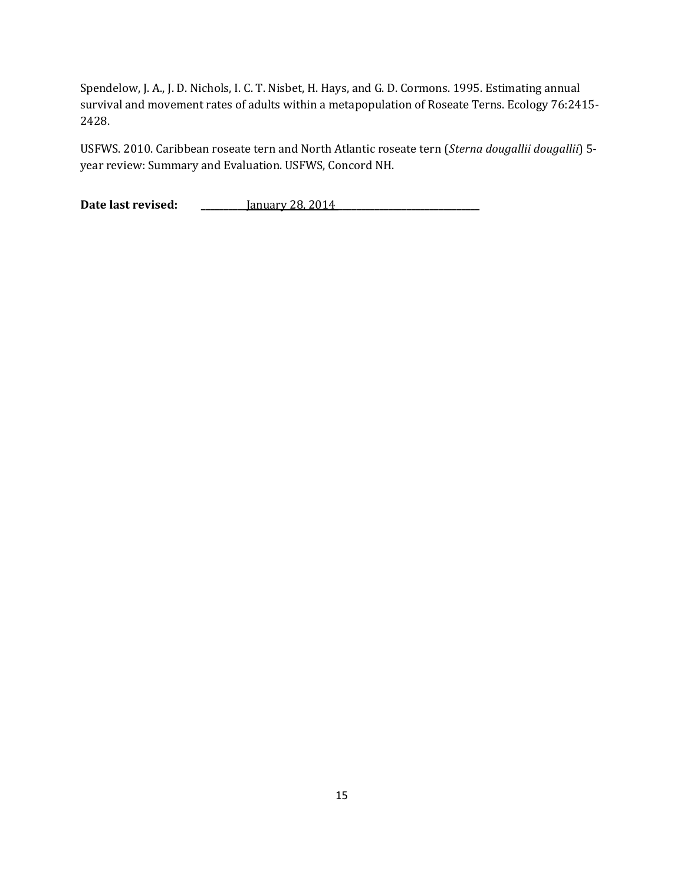Spendelow, J. A., J. D. Nichols, I. C. T. Nisbet, H. Hays, and G. D. Cormons. 1995. Estimating annual survival and movement rates of adults within a metapopulation of Roseate Terns. Ecology 76:2415-2428.

USFWS. 2010. Caribbean roseate tern and North Atlantic roseate tern (*Sterna dougallii dougallii*) 5-year review: Summary and Evaluation. USFWS, Concord NH.

**Date last revised:** January 28, 2014